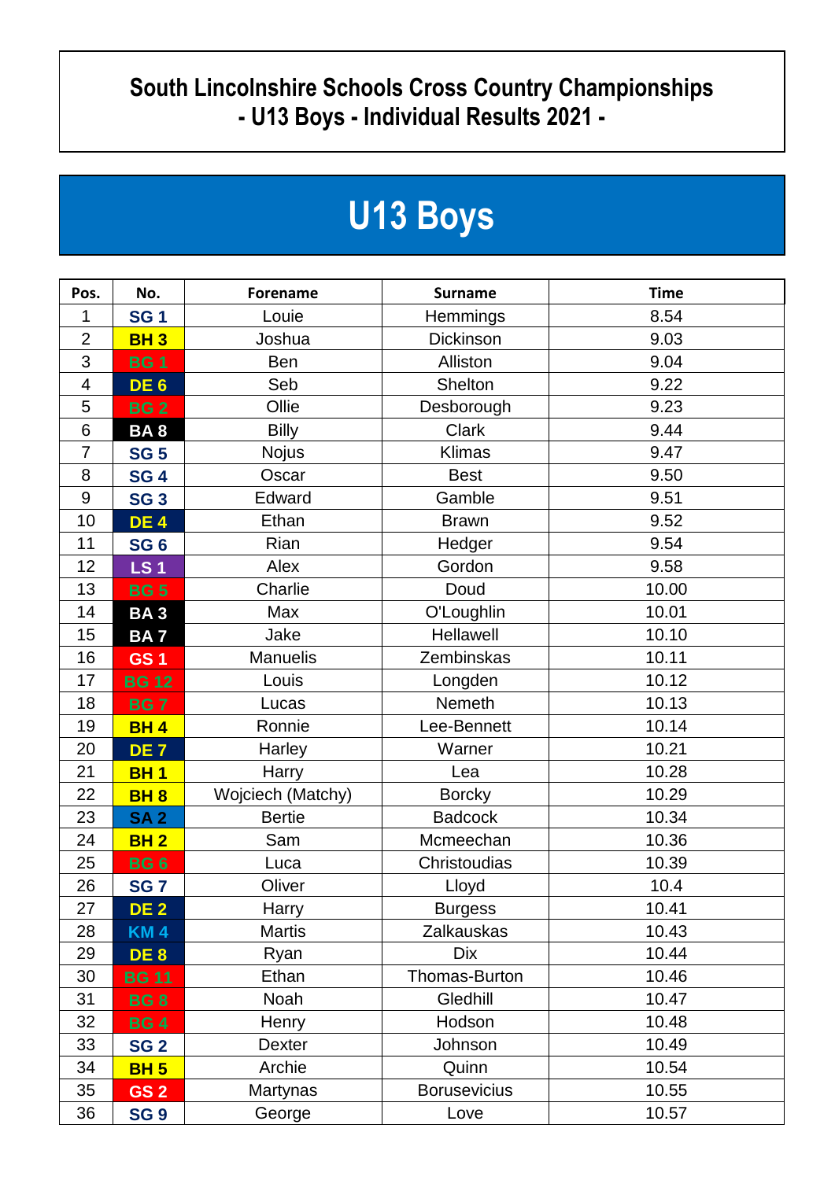# South Lincolnshire Schools Cross Country Championships
## - U13 Boys - Individual Results 2021 -

# U13 Boys

| Pos. | No. | Forename | Surname | Time |
|---|---|---|---|---|
| 1 | SG 1 | Louie | Hemmings | 8.54 |
| 2 | BH 3 | Joshua | Dickinson | 9.03 |
| 3 | BG 1 | Ben | Alliston | 9.04 |
| 4 | DE 6 | Seb | Shelton | 9.22 |
| 5 | BG 2 | Ollie | Desborough | 9.23 |
| 6 | BA 8 | Billy | Clark | 9.44 |
| 7 | SG 5 | Nojus | Klimas | 9.47 |
| 8 | SG 4 | Oscar | Best | 9.50 |
| 9 | SG 3 | Edward | Gamble | 9.51 |
| 10 | DE 4 | Ethan | Brawn | 9.52 |
| 11 | SG 6 | Rian | Hedger | 9.54 |
| 12 | LS 1 | Alex | Gordon | 9.58 |
| 13 | BG 5 | Charlie | Doud | 10.00 |
| 14 | BA 3 | Max | O'Loughlin | 10.01 |
| 15 | BA 7 | Jake | Hellawell | 10.10 |
| 16 | GS 1 | Manuelis | Zembinskas | 10.11 |
| 17 | BG 12 | Louis | Longden | 10.12 |
| 18 | BG 7 | Lucas | Nemeth | 10.13 |
| 19 | BH 4 | Ronnie | Lee-Bennett | 10.14 |
| 20 | DE 7 | Harley | Warner | 10.21 |
| 21 | BH 1 | Harry | Lea | 10.28 |
| 22 | BH 8 | Wojciech (Matchy) | Borcky | 10.29 |
| 23 | SA 2 | Bertie | Badcock | 10.34 |
| 24 | BH 2 | Sam | Mcmeechan | 10.36 |
| 25 | BG 6 | Luca | Christoudias | 10.39 |
| 26 | SG 7 | Oliver | Lloyd | 10.4 |
| 27 | DE 2 | Harry | Burgess | 10.41 |
| 28 | KM 4 | Martis | Zalkauskas | 10.43 |
| 29 | DE 8 | Ryan | Dix | 10.44 |
| 30 | BG 11 | Ethan | Thomas-Burton | 10.46 |
| 31 | BG 8 | Noah | Gledhill | 10.47 |
| 32 | BG 4 | Henry | Hodson | 10.48 |
| 33 | SG 2 | Dexter | Johnson | 10.49 |
| 34 | BH 5 | Archie | Quinn | 10.54 |
| 35 | GS 2 | Martynas | Borusevicius | 10.55 |
| 36 | SG 9 | George | Love | 10.57 |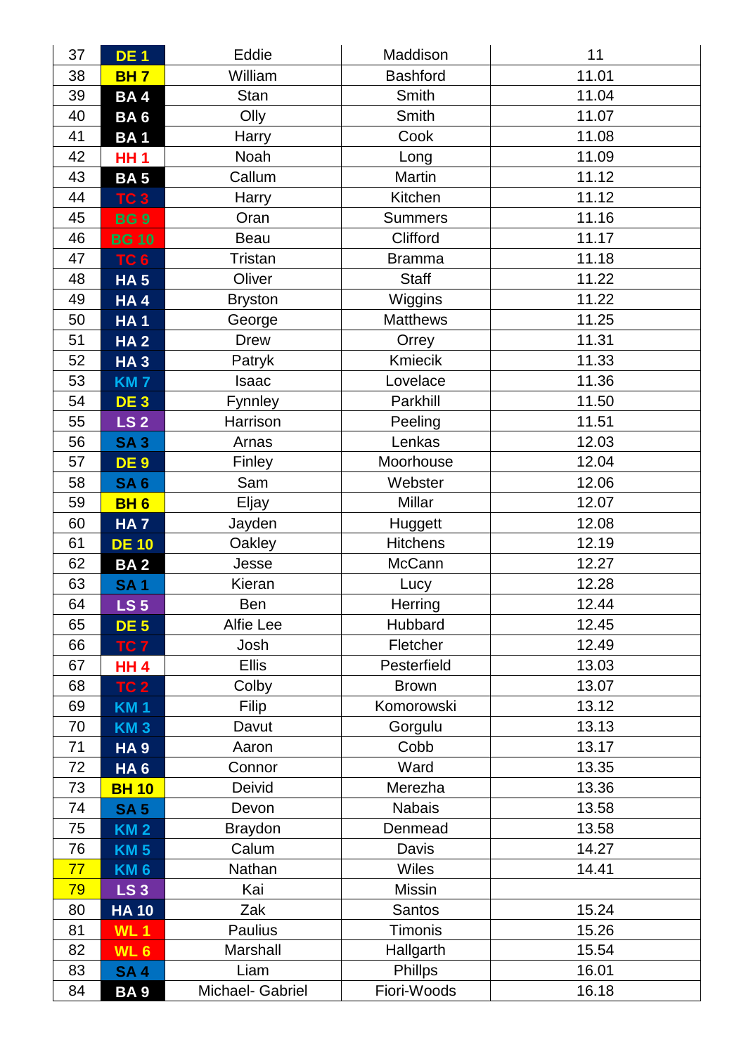| | | | | |
|---|---|---|---|---|
| 37 | DE 1 | Eddie | Maddison | 11 |
| 38 | BH 7 | William | Bashford | 11.01 |
| 39 | BA 4 | Stan | Smith | 11.04 |
| 40 | BA 6 | Olly | Smith | 11.07 |
| 41 | BA 1 | Harry | Cook | 11.08 |
| 42 | HH 1 | Noah | Long | 11.09 |
| 43 | BA 5 | Callum | Martin | 11.12 |
| 44 | TC 3 | Harry | Kitchen | 11.12 |
| 45 | BG 9 | Oran | Summers | 11.16 |
| 46 | BG 10 | Beau | Clifford | 11.17 |
| 47 | TC 6 | Tristan | Bramma | 11.18 |
| 48 | HA 5 | Oliver | Staff | 11.22 |
| 49 | HA 4 | Bryston | Wiggins | 11.22 |
| 50 | HA 1 | George | Matthews | 11.25 |
| 51 | HA 2 | Drew | Orrey | 11.31 |
| 52 | HA 3 | Patryk | Kmiecik | 11.33 |
| 53 | KM 7 | Isaac | Lovelace | 11.36 |
| 54 | DE 3 | Fynnley | Parkhill | 11.50 |
| 55 | LS 2 | Harrison | Peeling | 11.51 |
| 56 | SA 3 | Arnas | Lenkas | 12.03 |
| 57 | DE 9 | Finley | Moorhouse | 12.04 |
| 58 | SA 6 | Sam | Webster | 12.06 |
| 59 | BH 6 | Eljay | Millar | 12.07 |
| 60 | HA 7 | Jayden | Huggett | 12.08 |
| 61 | DE 10 | Oakley | Hitchens | 12.19 |
| 62 | BA 2 | Jesse | McCann | 12.27 |
| 63 | SA 1 | Kieran | Lucy | 12.28 |
| 64 | LS 5 | Ben | Herring | 12.44 |
| 65 | DE 5 | Alfie Lee | Hubbard | 12.45 |
| 66 | TC 7 | Josh | Fletcher | 12.49 |
| 67 | HH 4 | Ellis | Pesterfield | 13.03 |
| 68 | TC 2 | Colby | Brown | 13.07 |
| 69 | KM 1 | Filip | Komorowski | 13.12 |
| 70 | KM 3 | Davut | Gorgulu | 13.13 |
| 71 | HA 9 | Aaron | Cobb | 13.17 |
| 72 | HA 6 | Connor | Ward | 13.35 |
| 73 | BH 10 | Deivid | Merezha | 13.36 |
| 74 | SA 5 | Devon | Nabais | 13.58 |
| 75 | KM 2 | Braydon | Denmead | 13.58 |
| 76 | KM 5 | Calum | Davis | 14.27 |
| 77 | KM 6 | Nathan | Wiles | 14.41 |
| 79 | LS 3 | Kai | Missin | |
| 80 | HA 10 | Zak | Santos | 15.24 |
| 81 | WL 1 | Paulius | Timonis | 15.26 |
| 82 | WL 6 | Marshall | Hallgarth | 15.54 |
| 83 | SA 4 | Liam | Phillps | 16.01 |
| 84 | BA 9 | Michael- Gabriel | Fiori-Woods | 16.18 |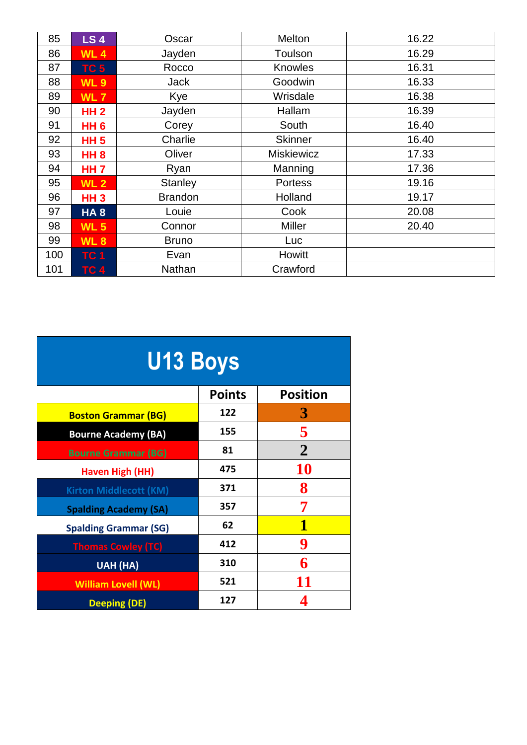| | | | | |
|---|---|---|---|---|
| 85 | LS 4 | Oscar | Melton | 16.22 |
| 86 | WL 4 | Jayden | Toulson | 16.29 |
| 87 | TC 5 | Rocco | Knowles | 16.31 |
| 88 | WL 9 | Jack | Goodwin | 16.33 |
| 89 | WL 7 | Kye | Wrisdale | 16.38 |
| 90 | HH 2 | Jayden | Hallam | 16.39 |
| 91 | HH 6 | Corey | South | 16.40 |
| 92 | HH 5 | Charlie | Skinner | 16.40 |
| 93 | HH 8 | Oliver | Miskiewicz | 17.33 |
| 94 | HH 7 | Ryan | Manning | 17.36 |
| 95 | WL 2 | Stanley | Portess | 19.16 |
| 96 | HH 3 | Brandon | Holland | 19.17 |
| 97 | HA 8 | Louie | Cook | 20.08 |
| 98 | WL 5 | Connor | Miller | 20.40 |
| 99 | WL 8 | Bruno | Luc | |
| 100 | TC 1 | Evan | Howitt | |
| 101 | TC 4 | Nathan | Crawford | |

## U13 Boys

| | Points | Position |
|---|---|---|
| Boston Grammar (BG) | 122 | 3 |
| Bourne Academy (BA) | 155 | 5 |
| Bourne Grammar (BG) | 81 | 2 |
| Haven High (HH) | 475 | 10 |
| Kirton Middlecott (KM) | 371 | 8 |
| Spalding Academy (SA) | 357 | 7 |
| Spalding Grammar (SG) | 62 | 1 |
| Thomas Cowley (TC) | 412 | 9 |
| UAH (HA) | 310 | 6 |
| William Lovell (WL) | 521 | 11 |
| Deeping (DE) | 127 | 4 |